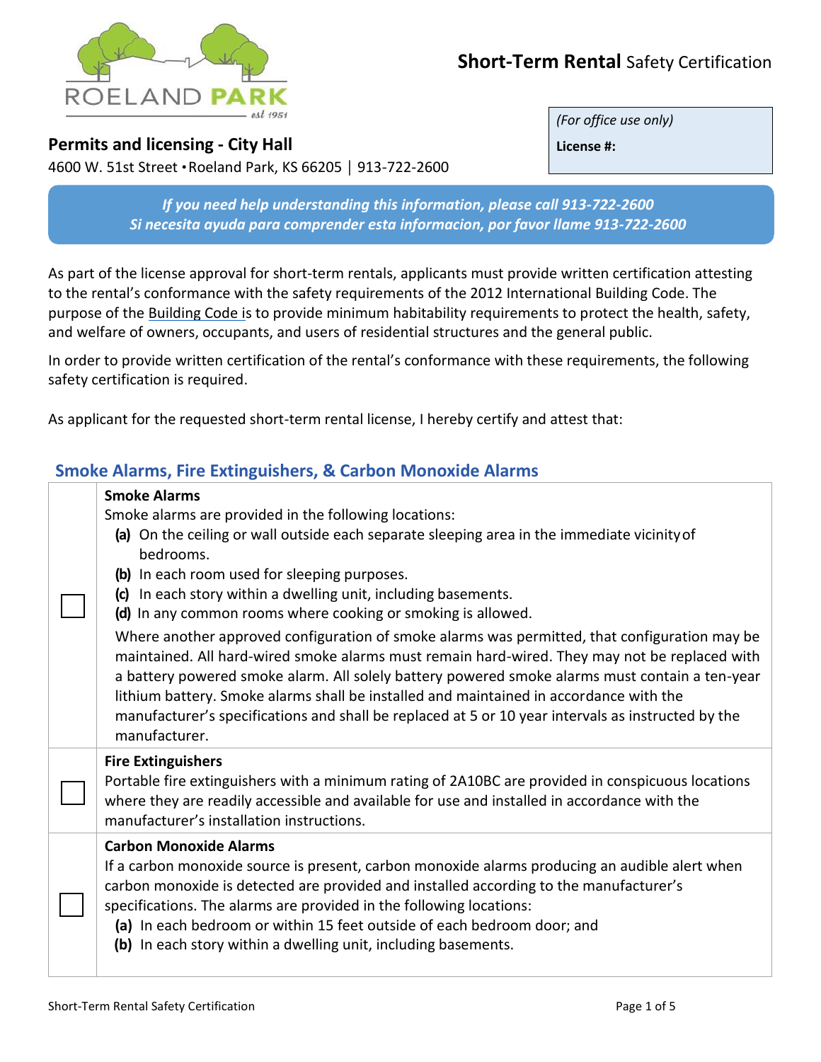# Short-Term Rental Safety Certification

ROELAND PARK est 1951

**Permits and licensing - City Hall**

4600 W. 51st Street • Roeland Park, KS 66205 | 913-722-2600

*(For office use only)*

**License #:**

***If you need help understanding this information, please call 913-722-2600***
***Si necesita ayuda para comprender esta informacion, por favor llame 913-722-2600***

As part of the license approval for short-term rentals, applicants must provide written certification attesting to the rental's conformance with the safety requirements of the 2012 International Building Code. The purpose of the Building Code is to provide minimum habitability requirements to protect the health, safety, and welfare of owners, occupants, and users of residential structures and the general public.

In order to provide written certification of the rental's conformance with these requirements, the following safety certification is required.

As applicant for the requested short-term rental license, I hereby certify and attest that:

## Smoke Alarms, Fire Extinguishers, & Carbon Monoxide Alarms

| | |
|---|---|
| ☐ | **Smoke Alarms**<br>Smoke alarms are provided in the following locations:<br>**(a)** On the ceiling or wall outside each separate sleeping area in the immediate vicinity of bedrooms.<br>**(b)** In each room used for sleeping purposes.<br>**(c)** In each story within a dwelling unit, including basements.<br>**(d)** In any common rooms where cooking or smoking is allowed.<br>Where another approved configuration of smoke alarms was permitted, that configuration may be maintained. All hard-wired smoke alarms must remain hard-wired. They may not be replaced with a battery powered smoke alarm. All solely battery powered smoke alarms must contain a ten-year lithium battery. Smoke alarms shall be installed and maintained in accordance with the manufacturer's specifications and shall be replaced at 5 or 10 year intervals as instructed by the manufacturer. |
| ☐ | **Fire Extinguishers**<br>Portable fire extinguishers with a minimum rating of 2A10BC are provided in conspicuous locations where they are readily accessible and available for use and installed in accordance with the manufacturer's installation instructions. |
| ☐ | **Carbon Monoxide Alarms**<br>If a carbon monoxide source is present, carbon monoxide alarms producing an audible alert when carbon monoxide is detected are provided and installed according to the manufacturer's specifications. The alarms are provided in the following locations:<br>**(a)** In each bedroom or within 15 feet outside of each bedroom door; and<br>**(b)** In each story within a dwelling unit, including basements. |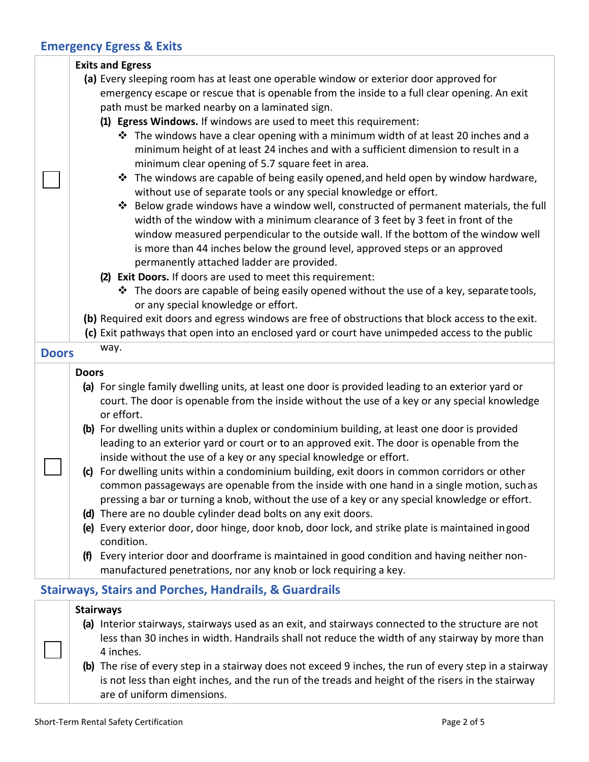## Emergency Egress & Exits

| | |
|---|---|
| ☐ | **Exits and Egress**<br>**(a)** Every sleeping room has at least one operable window or exterior door approved for emergency escape or rescue that is openable from the inside to a full clear opening. An exit path must be marked nearby on a laminated sign.<br>**(1) Egress Windows.** If windows are used to meet this requirement:<br>❖ The windows have a clear opening with a minimum width of at least 20 inches and a minimum height of at least 24 inches and with a sufficient dimension to result in a minimum clear opening of 5.7 square feet in area.<br>❖ The windows are capable of being easily opened, and held open by window hardware, without use of separate tools or any special knowledge or effort.<br>❖ Below grade windows have a window well, constructed of permanent materials, the full width of the window with a minimum clearance of 3 feet by 3 feet in front of the window measured perpendicular to the outside wall. If the bottom of the window well is more than 44 inches below the ground level, approved steps or an approved permanently attached ladder are provided.<br>**(2) Exit Doors.** If doors are used to meet this requirement:<br>❖ The doors are capable of being easily opened without the use of a key, separate tools, or any special knowledge or effort.<br>**(b)** Required exit doors and egress windows are free of obstructions that block access to the exit.<br>**(c)** Exit pathways that open into an enclosed yard or court have unimpeded access to the public way. |

## Doors

| | |
|---|---|
| ☐ | **Doors**<br>**(a)** For single family dwelling units, at least one door is provided leading to an exterior yard or court. The door is openable from the inside without the use of a key or any special knowledge or effort.<br>**(b)** For dwelling units within a duplex or condominium building, at least one door is provided leading to an exterior yard or court or to an approved exit. The door is openable from the inside without the use of a key or any special knowledge or effort.<br>**(c)** For dwelling units within a condominium building, exit doors in common corridors or other common passageways are openable from the inside with one hand in a single motion, such as pressing a bar or turning a knob, without the use of a key or any special knowledge or effort.<br>**(d)** There are no double cylinder dead bolts on any exit doors.<br>**(e)** Every exterior door, door hinge, door knob, door lock, and strike plate is maintained in good condition.<br>**(f)** Every interior door and doorframe is maintained in good condition and having neither non-manufactured penetrations, nor any knob or lock requiring a key. |

## Stairways, Stairs and Porches, Handrails, & Guardrails

| | |
|---|---|
| ☐ | **Stairways**<br>**(a)** Interior stairways, stairways used as an exit, and stairways connected to the structure are not less than 30 inches in width. Handrails shall not reduce the width of any stairway by more than 4 inches.<br>**(b)** The rise of every step in a stairway does not exceed 9 inches, the run of every step in a stairway is not less than eight inches, and the run of the treads and height of the risers in the stairway are of uniform dimensions. |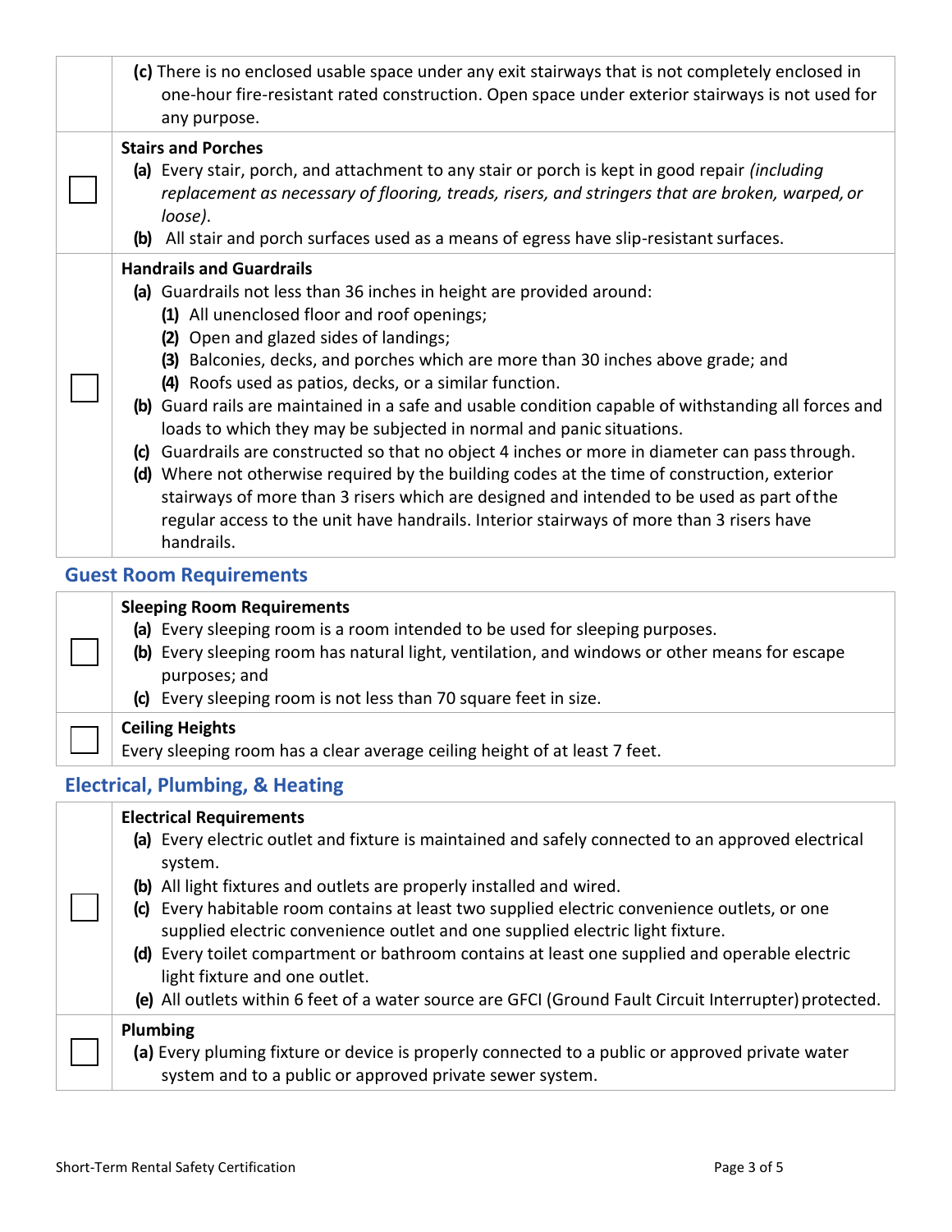| | |
|---|---|
| ☐ | **(c)** There is no enclosed usable space under any exit stairways that is not completely enclosed in one-hour fire-resistant rated construction. Open space under exterior stairways is not used for any purpose. |
| ☐ | **Stairs and Porches**<br>**(a)** Every stair, porch, and attachment to any stair or porch is kept in good repair *(including replacement as necessary of flooring, treads, risers, and stringers that are broken, warped, or loose)*.<br>**(b)** All stair and porch surfaces used as a means of egress have slip-resistant surfaces. |
| ☐ | **Handrails and Guardrails**<br>**(a)** Guardrails not less than 36 inches in height are provided around:<br>**(1)** All unenclosed floor and roof openings;<br>**(2)** Open and glazed sides of landings;<br>**(3)** Balconies, decks, and porches which are more than 30 inches above grade; and<br>**(4)** Roofs used as patios, decks, or a similar function.<br>**(b)** Guard rails are maintained in a safe and usable condition capable of withstanding all forces and loads to which they may be subjected in normal and panic situations.<br>**(c)** Guardrails are constructed so that no object 4 inches or more in diameter can pass through.<br>**(d)** Where not otherwise required by the building codes at the time of construction, exterior stairways of more than 3 risers which are designed and intended to be used as part of the regular access to the unit have handrails. Interior stairways of more than 3 risers have handrails. |

## Guest Room Requirements

| | |
|---|---|
| ☐ | **Sleeping Room Requirements**<br>**(a)** Every sleeping room is a room intended to be used for sleeping purposes.<br>**(b)** Every sleeping room has natural light, ventilation, and windows or other means for escape purposes; and<br>**(c)** Every sleeping room is not less than 70 square feet in size. |
| ☐ | **Ceiling Heights**<br>Every sleeping room has a clear average ceiling height of at least 7 feet. |

## Electrical, Plumbing, & Heating

| | |
|---|---|
| ☐ | **Electrical Requirements**<br>**(a)** Every electric outlet and fixture is maintained and safely connected to an approved electrical system.<br>**(b)** All light fixtures and outlets are properly installed and wired.<br>**(c)** Every habitable room contains at least two supplied electric convenience outlets, or one supplied electric convenience outlet and one supplied electric light fixture.<br>**(d)** Every toilet compartment or bathroom contains at least one supplied and operable electric light fixture and one outlet.<br>**(e)** All outlets within 6 feet of a water source are GFCI (Ground Fault Circuit Interrupter) protected. |
| ☐ | **Plumbing**<br>**(a)** Every pluming fixture or device is properly connected to a public or approved private water system and to a public or approved private sewer system. |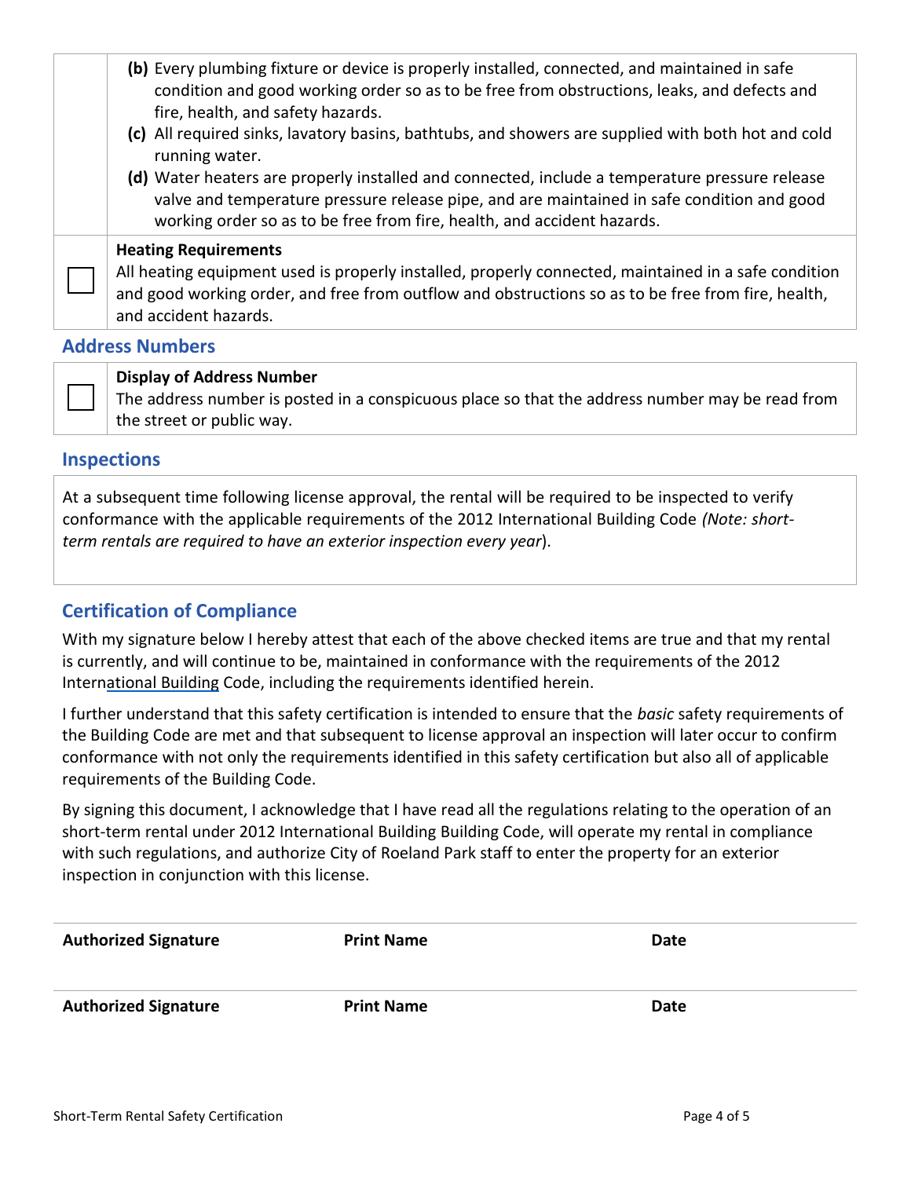| | |
|---|---|
| | **(b)** Every plumbing fixture or device is properly installed, connected, and maintained in safe condition and good working order so as to be free from obstructions, leaks, and defects and fire, health, and safety hazards.<br>**(c)** All required sinks, lavatory basins, bathtubs, and showers are supplied with both hot and cold running water.<br>**(d)** Water heaters are properly installed and connected, include a temperature pressure release valve and temperature pressure release pipe, and are maintained in safe condition and good working order so as to be free from fire, health, and accident hazards. |
| ☐ | **Heating Requirements**<br>All heating equipment used is properly installed, properly connected, maintained in a safe condition and good working order, and free from outflow and obstructions so as to be free from fire, health, and accident hazards. |

## Address Numbers

| | |
|---|---|
| ☐ | **Display of Address Number**<br>The address number is posted in a conspicuous place so that the address number may be read from the street or public way. |

## Inspections

At a subsequent time following license approval, the rental will be required to be inspected to verify conformance with the applicable requirements of the 2012 International Building Code *(Note: short-term rentals are required to have an exterior inspection every year*).

## Certification of Compliance

With my signature below I hereby attest that each of the above checked items are true and that my rental is currently, and will continue to be, maintained in conformance with the requirements of the 2012 International Building Code, including the requirements identified herein.

I further understand that this safety certification is intended to ensure that the *basic* safety requirements of the Building Code are met and that subsequent to license approval an inspection will later occur to confirm conformance with not only the requirements identified in this safety certification but also all of applicable requirements of the Building Code.

By signing this document, I acknowledge that I have read all the regulations relating to the operation of an short-term rental under 2012 International Building Building Code, will operate my rental in compliance with such regulations, and authorize City of Roeland Park staff to enter the property for an exterior inspection in conjunction with this license.

| **Authorized Signature** | **Print Name** | **Date** |
|---|---|---|
| **Authorized Signature** | **Print Name** | **Date** |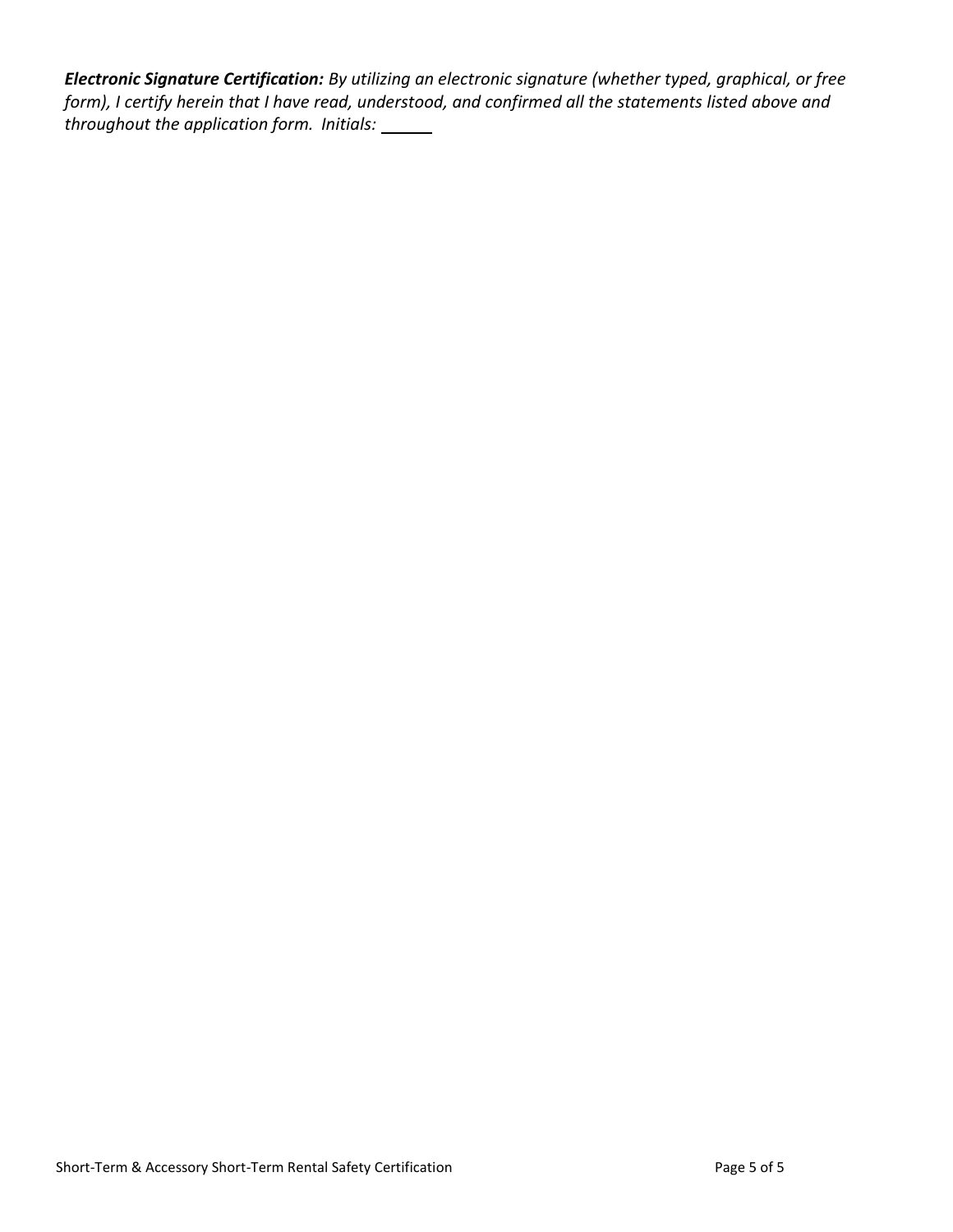***Electronic Signature Certification:*** *By utilizing an electronic signature (whether typed, graphical, or free form), I certify herein that I have read, understood, and confirmed all the statements listed above and throughout the application form. Initials:* ______